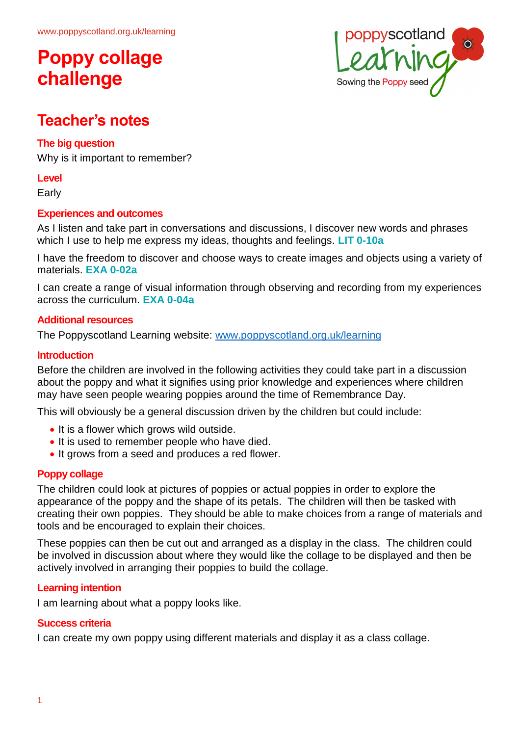www.poppyscotland.org.uk/learning

# Poppy collage challenge

## Teacher's notes

### The big question

Why is it important to remember?

### Level

Early

### Experiences and outcomes

As I listen and take part in conversations and discussions, I discover new words and phrases which I use to help me express my ideas, thoughts and feelings. **LIT 0-10a**

I have the freedom to discover and choose ways to create images and objects using a variety of materials. **EXA 0-02a**

I can create a range of visual information through observing and recording from my experiences across the curriculum. **EXA 0-04a**

### Additional resources

The Poppyscotland Learning website: www.poppyscotland.org.uk/learning

### Introduction

Before the children are involved in the following activities they could take part in a discussion about the poppy and what it signifies using prior knowledge and experiences where children may have seen people wearing poppies around the time of Remembrance Day.

This will obviously be a general discussion driven by the children but could include:

- It is a flower which grows wild outside.
- It is used to remember people who have died.
- It grows from a seed and produces a red flower.

### Poppy collage

The children could look at pictures of poppies or actual poppies in order to explore the appearance of the poppy and the shape of its petals. The children will then be tasked with creating their own poppies. They should be able to make choices from a range of materials and tools and be encouraged to explain their choices.

These poppies can then be cut out and arranged as a display in the class. The children could be involved in discussion about where they would like the collage to be displayed and then be actively involved in arranging their poppies to build the collage.

### Learning intention

I am learning about what a poppy looks like.

### Success criteria

I can create my own poppy using different materials and display it as a class collage.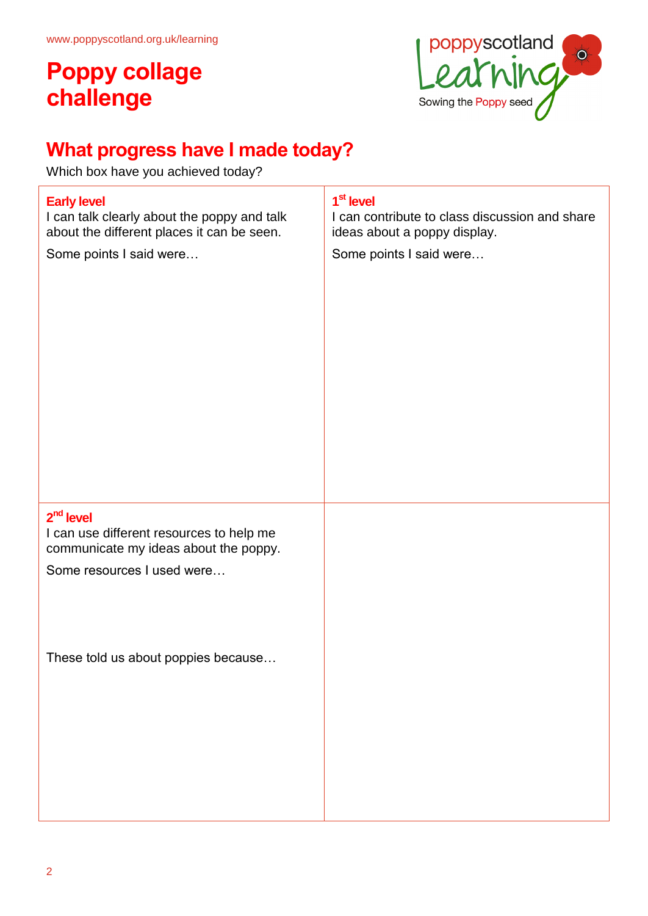www.poppyscotland.org.uk/learning

# Poppy collage challenge

poppyscotland Learning
Sowing the Poppy seed

## What progress have I made today?

Which box have you achieved today?

| **Early level**<br>I can talk clearly about the poppy and talk about the different places it can be seen.<br><br>Some points I said were… | **1st level**<br>I can contribute to class discussion and share ideas about a poppy display.<br><br>Some points I said were… |
|---|---|
| **2nd level**<br>I can use different resources to help me communicate my ideas about the poppy.<br><br>Some resources I used were…<br><br>These told us about poppies because… | |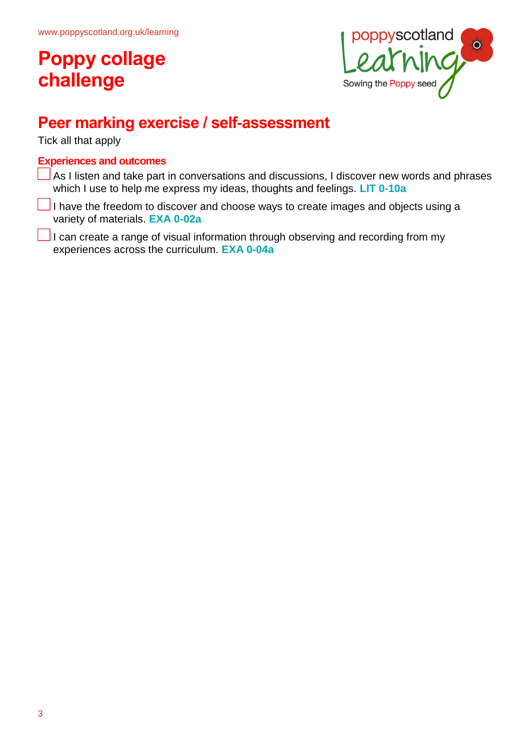www.poppyscotland.org.uk/learning

# Poppy collage challenge

poppyscotland Learning
Sowing the Poppy seed

## Peer marking exercise / self-assessment

Tick all that apply

### Experiences and outcomes

- ☐ As I listen and take part in conversations and discussions, I discover new words and phrases which I use to help me express my ideas, thoughts and feelings. **LIT 0-10a**
- ☐ I have the freedom to discover and choose ways to create images and objects using a variety of materials. **EXA 0-02a**
- ☐ I can create a range of visual information through observing and recording from my experiences across the curriculum. **EXA 0-04a**